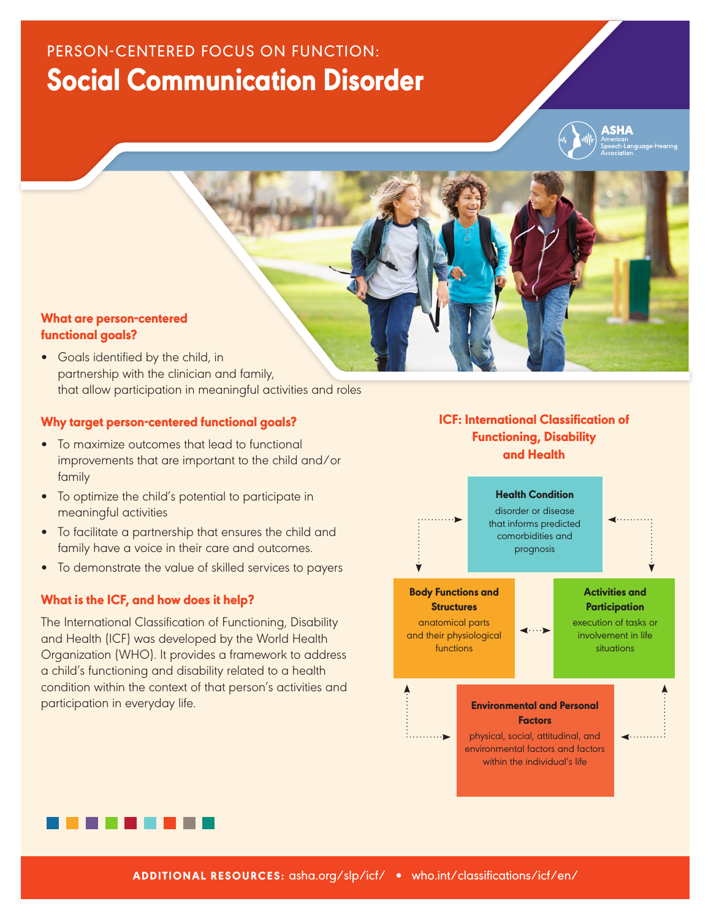PERSON-CENTERED FOCUS ON FUNCTION:

# Social Communication Disorder

ASHA American Speech-Language-Hearing Association

### What are person-centered functional goals?

- Goals identified by the child, in partnership with the clinician and family, that allow participation in meaningful activities and roles

### Why target person-centered functional goals?

- To maximize outcomes that lead to functional improvements that are important to the child and/or family
- To optimize the child's potential to participate in meaningful activities
- To facilitate a partnership that ensures the child and family have a voice in their care and outcomes.
- To demonstrate the value of skilled services to payers

### What is the ICF, and how does it help?

The International Classification of Functioning, Disability and Health (ICF) was developed by the World Health Organization (WHO). It provides a framework to address a child's functioning and disability related to a health condition within the context of that person's activities and participation in everyday life.

### ICF: International Classification of Functioning, Disability and Health

**Health Condition**
disorder or disease that informs predicted comorbidities and prognosis

**Body Functions and Structures**
anatomical parts and their physiological functions

**Activities and Participation**
execution of tasks or involvement in life situations

**Environmental and Personal Factors**
physical, social, attitudinal, and environmental factors and factors within the individual's life

**ADDITIONAL RESOURCES:** asha.org/slp/icf/ • who.int/classifications/icf/en/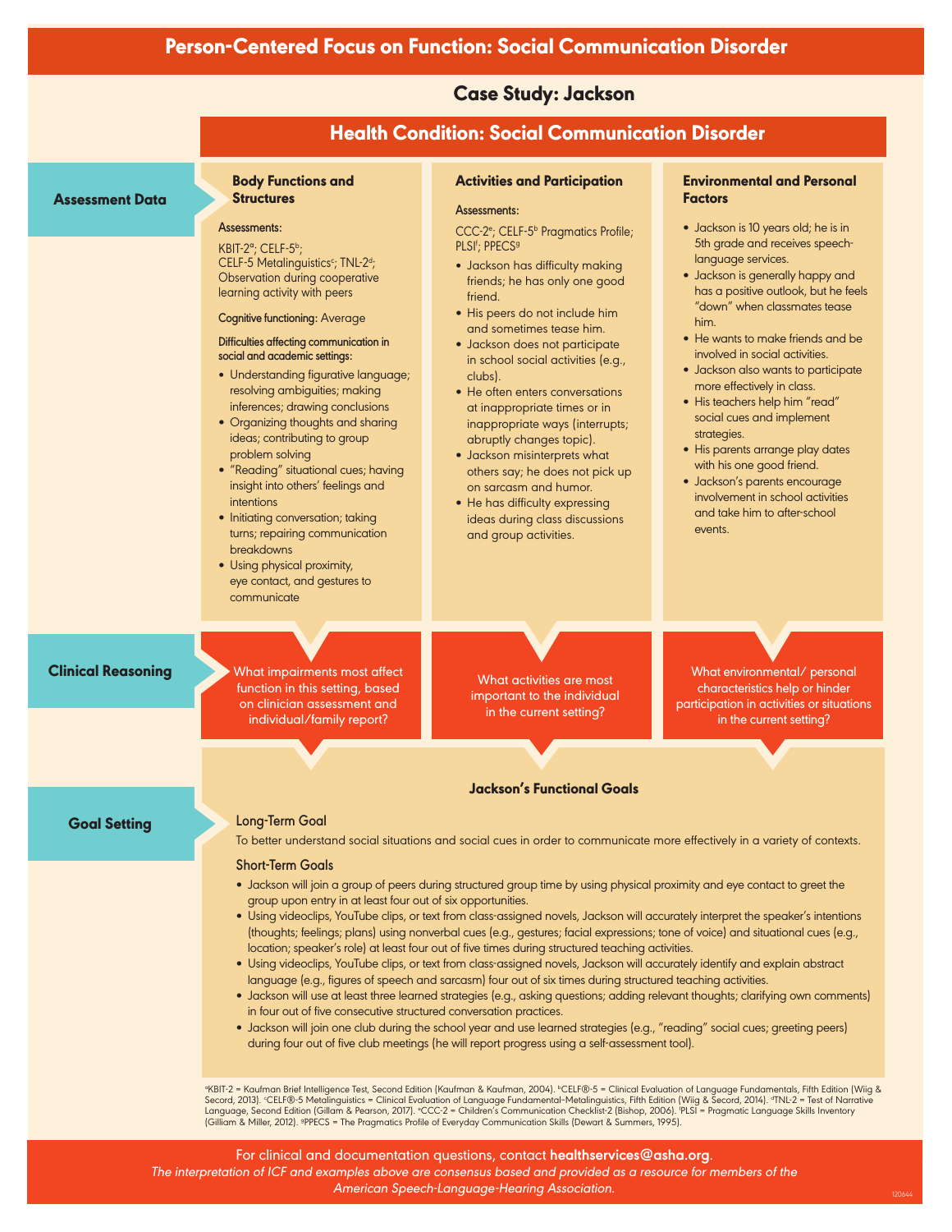# Person-Centered Focus on Function: Social Communication Disorder

## Case Study: Jackson

### Health Condition: Social Communication Disorder

**Assessment Data**

#### Body Functions and Structures

**Assessments:**

KBIT-2[a]; CELF-5[b]; CELF-5 Metalinguistics[c]; TNL-2[d]; Observation during cooperative learning activity with peers

**Cognitive functioning:** Average

**Difficulties affecting communication in social and academic settings:**

- Understanding figurative language; resolving ambiguities; making inferences; drawing conclusions
- Organizing thoughts and sharing ideas; contributing to group problem solving
- "Reading" situational cues; having insight into others' feelings and intentions
- Initiating conversation; taking turns; repairing communication breakdowns
- Using physical proximity, eye contact, and gestures to communicate

#### Activities and Participation

**Assessments:**

CCC-2[e]; CELF-5[b] Pragmatics Profile; PLSI[f]; PPECS[g]

- Jackson has difficulty making friends; he has only one good friend.
- His peers do not include him and sometimes tease him.
- Jackson does not participate in school social activities (e.g., clubs).
- He often enters conversations at inappropriate times or in inappropriate ways (interrupts; abruptly changes topic).
- Jackson misinterprets what others say; he does not pick up on sarcasm and humor.
- He has difficulty expressing ideas during class discussions and group activities.

#### Environmental and Personal Factors

- Jackson is 10 years old; he is in 5th grade and receives speech-language services.
- Jackson is generally happy and has a positive outlook, but he feels "down" when classmates tease him.
- He wants to make friends and be involved in social activities.
- Jackson also wants to participate more effectively in class.
- His teachers help him "read" social cues and implement strategies.
- His parents arrange play dates with his one good friend.
- Jackson's parents encourage involvement in school activities and take him to after-school events.

**Clinical Reasoning**

- What impairments most affect function in this setting, based on clinician assessment and individual/family report?
- What activities are most important to the individual in the current setting?
- What environmental/ personal characteristics help or hinder participation in activities or situations in the current setting?

**Goal Setting**

#### Jackson's Functional Goals

**Long-Term Goal**

To better understand social situations and social cues in order to communicate more effectively in a variety of contexts.

**Short-Term Goals**

- Jackson will join a group of peers during structured group time by using physical proximity and eye contact to greet the group upon entry in at least four out of six opportunities.
- Using videoclips, YouTube clips, or text from class-assigned novels, Jackson will accurately interpret the speaker's intentions (thoughts; feelings; plans) using nonverbal cues (e.g., gestures; facial expressions; tone of voice) and situational cues (e.g., location; speaker's role) at least four out of five times during structured teaching activities.
- Using videoclips, YouTube clips, or text from class-assigned novels, Jackson will accurately identify and explain abstract language (e.g., figures of speech and sarcasm) four out of six times during structured teaching activities.
- Jackson will use at least three learned strategies (e.g., asking questions; adding relevant thoughts; clarifying own comments) in four out of five consecutive structured conversation practices.
- Jackson will join one club during the school year and use learned strategies (e.g., "reading" social cues; greeting peers) during four out of five club meetings (he will report progress using a self-assessment tool).

[a]KBIT-2 = Kaufman Brief Intelligence Test, Second Edition (Kaufman & Kaufman, 2004). [b]CELF®-5 = Clinical Evaluation of Language Fundamentals, Fifth Edition (Wiig & Secord, 2013). [c]CELF®-5 Metalinguistics = Clinical Evaluation of Language Fundamental–Metalinguistics, Fifth Edition (Wiig & Secord, 2014). [d]TNL-2 = Test of Narrative Language, Second Edition (Gillam & Pearson, 2017). [e]CCC-2 = Children's Communication Checklist-2 (Bishop, 2006). [f]PLSI = Pragmatic Language Skills Inventory (Gilliam & Miller, 2012). [g]PPECS = The Pragmatics Profile of Everyday Communication Skills (Dewart & Summers, 1995).

For clinical and documentation questions, contact **healthservices@asha.org**.

*The interpretation of ICF and examples above are consensus based and provided as a resource for members of the American Speech-Language-Hearing Association.*